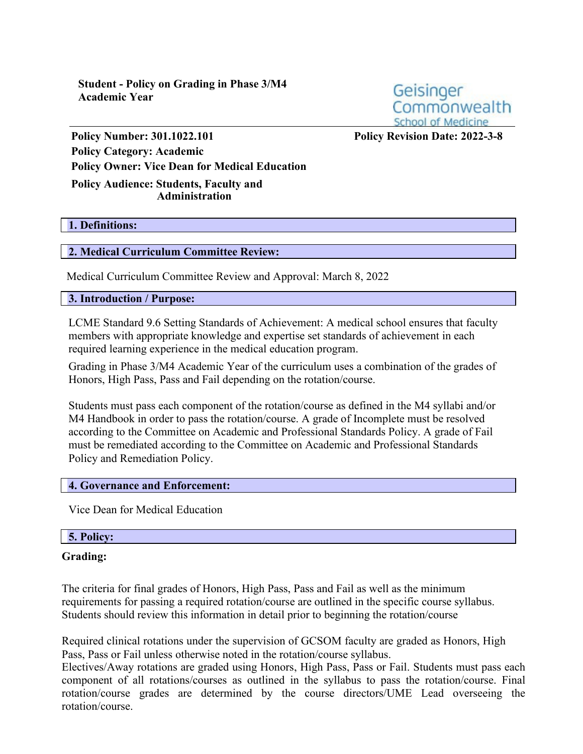**Student - Policy on Grading in Phase 3/M4 Academic Year**

Geisinger Commonwealth School of Medicine

**Policy Number: 301.1022.101** **Policy Revision Date: 2022-3-8**

**Policy Category: Academic**

**Policy Owner: Vice Dean for Medical Education**

**Policy Audience: Students, Faculty and Administration**

## 1. Definitions:

## 2. Medical Curriculum Committee Review:

Medical Curriculum Committee Review and Approval: March 8, 2022

## 3. Introduction / Purpose:

LCME Standard 9.6 Setting Standards of Achievement: A medical school ensures that faculty members with appropriate knowledge and expertise set standards of achievement in each required learning experience in the medical education program.

Grading in Phase 3/M4 Academic Year of the curriculum uses a combination of the grades of Honors, High Pass, Pass and Fail depending on the rotation/course.

Students must pass each component of the rotation/course as defined in the M4 syllabi and/or M4 Handbook in order to pass the rotation/course. A grade of Incomplete must be resolved according to the Committee on Academic and Professional Standards Policy. A grade of Fail must be remediated according to the Committee on Academic and Professional Standards Policy and Remediation Policy.

## 4. Governance and Enforcement:

Vice Dean for Medical Education

## 5. Policy:

**Grading:**

The criteria for final grades of Honors, High Pass, Pass and Fail as well as the minimum requirements for passing a required rotation/course are outlined in the specific course syllabus. Students should review this information in detail prior to beginning the rotation/course

Required clinical rotations under the supervision of GCSOM faculty are graded as Honors, High Pass, Pass or Fail unless otherwise noted in the rotation/course syllabus.
Electives/Away rotations are graded using Honors, High Pass, Pass or Fail. Students must pass each component of all rotations/courses as outlined in the syllabus to pass the rotation/course. Final rotation/course grades are determined by the course directors/UME Lead overseeing the rotation/course.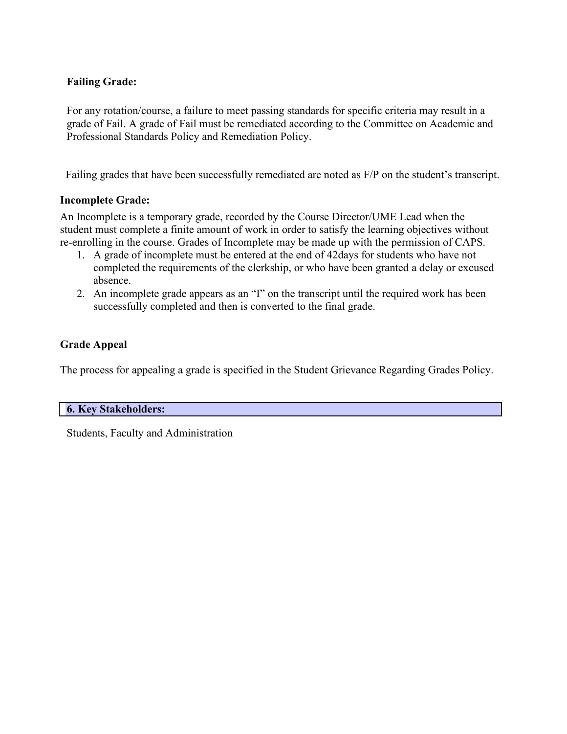**Failing Grade:**

For any rotation/course, a failure to meet passing standards for specific criteria may result in a grade of Fail. A grade of Fail must be remediated according to the Committee on Academic and Professional Standards Policy and Remediation Policy.

Failing grades that have been successfully remediated are noted as F/P on the student's transcript.

**Incomplete Grade:**

An Incomplete is a temporary grade, recorded by the Course Director/UME Lead when the student must complete a finite amount of work in order to satisfy the learning objectives without re-enrolling in the course. Grades of Incomplete may be made up with the permission of CAPS.

1. A grade of incomplete must be entered at the end of 42days for students who have not completed the requirements of the clerkship, or who have been granted a delay or excused absence.
2. An incomplete grade appears as an "I" on the transcript until the required work has been successfully completed and then is converted to the final grade.

**Grade Appeal**

The process for appealing a grade is specified in the Student Grievance Regarding Grades Policy.

## 6. Key Stakeholders:

Students, Faculty and Administration